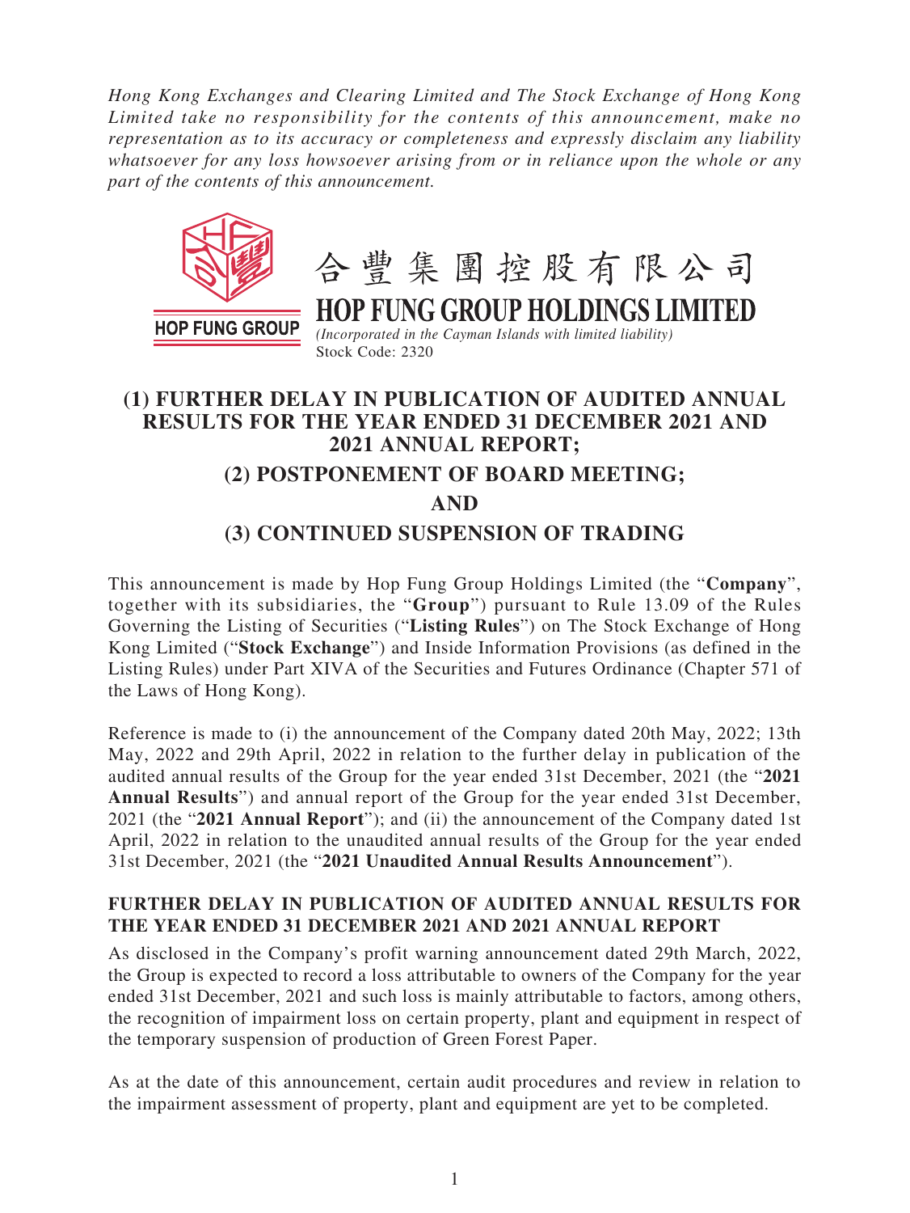*Hong Kong Exchanges and Clearing Limited and The Stock Exchange of Hong Kong Limited take no responsibility for the contents of this announcement, make no representation as to its accuracy or completeness and expressly disclaim any liability whatsoever for any loss howsoever arising from or in reliance upon the whole or any part of the contents of this announcement.*

合豐集團控股有限公司

**HOP FUNG GROUP HOLDINGS LIMITED**

*(Incorporated in the Cayman Islands with limited liability)*

Stock Code: 2320

# (1) FURTHER DELAY IN PUBLICATION OF AUDITED ANNUAL RESULTS FOR THE YEAR ENDED 31 DECEMBER 2021 AND 2021 ANNUAL REPORT;

# (2) POSTPONEMENT OF BOARD MEETING;

# AND

# (3) CONTINUED SUSPENSION OF TRADING

This announcement is made by Hop Fung Group Holdings Limited (the "**Company**", together with its subsidiaries, the "**Group**") pursuant to Rule 13.09 of the Rules Governing the Listing of Securities ("**Listing Rules**") on The Stock Exchange of Hong Kong Limited ("**Stock Exchange**") and Inside Information Provisions (as defined in the Listing Rules) under Part XIVA of the Securities and Futures Ordinance (Chapter 571 of the Laws of Hong Kong).

Reference is made to (i) the announcement of the Company dated 20th May, 2022; 13th May, 2022 and 29th April, 2022 in relation to the further delay in publication of the audited annual results of the Group for the year ended 31st December, 2021 (the "**2021 Annual Results**") and annual report of the Group for the year ended 31st December, 2021 (the "**2021 Annual Report**"); and (ii) the announcement of the Company dated 1st April, 2022 in relation to the unaudited annual results of the Group for the year ended 31st December, 2021 (the "**2021 Unaudited Annual Results Announcement**").

## FURTHER DELAY IN PUBLICATION OF AUDITED ANNUAL RESULTS FOR THE YEAR ENDED 31 DECEMBER 2021 AND 2021 ANNUAL REPORT

As disclosed in the Company's profit warning announcement dated 29th March, 2022, the Group is expected to record a loss attributable to owners of the Company for the year ended 31st December, 2021 and such loss is mainly attributable to factors, among others, the recognition of impairment loss on certain property, plant and equipment in respect of the temporary suspension of production of Green Forest Paper.

As at the date of this announcement, certain audit procedures and review in relation to the impairment assessment of property, plant and equipment are yet to be completed.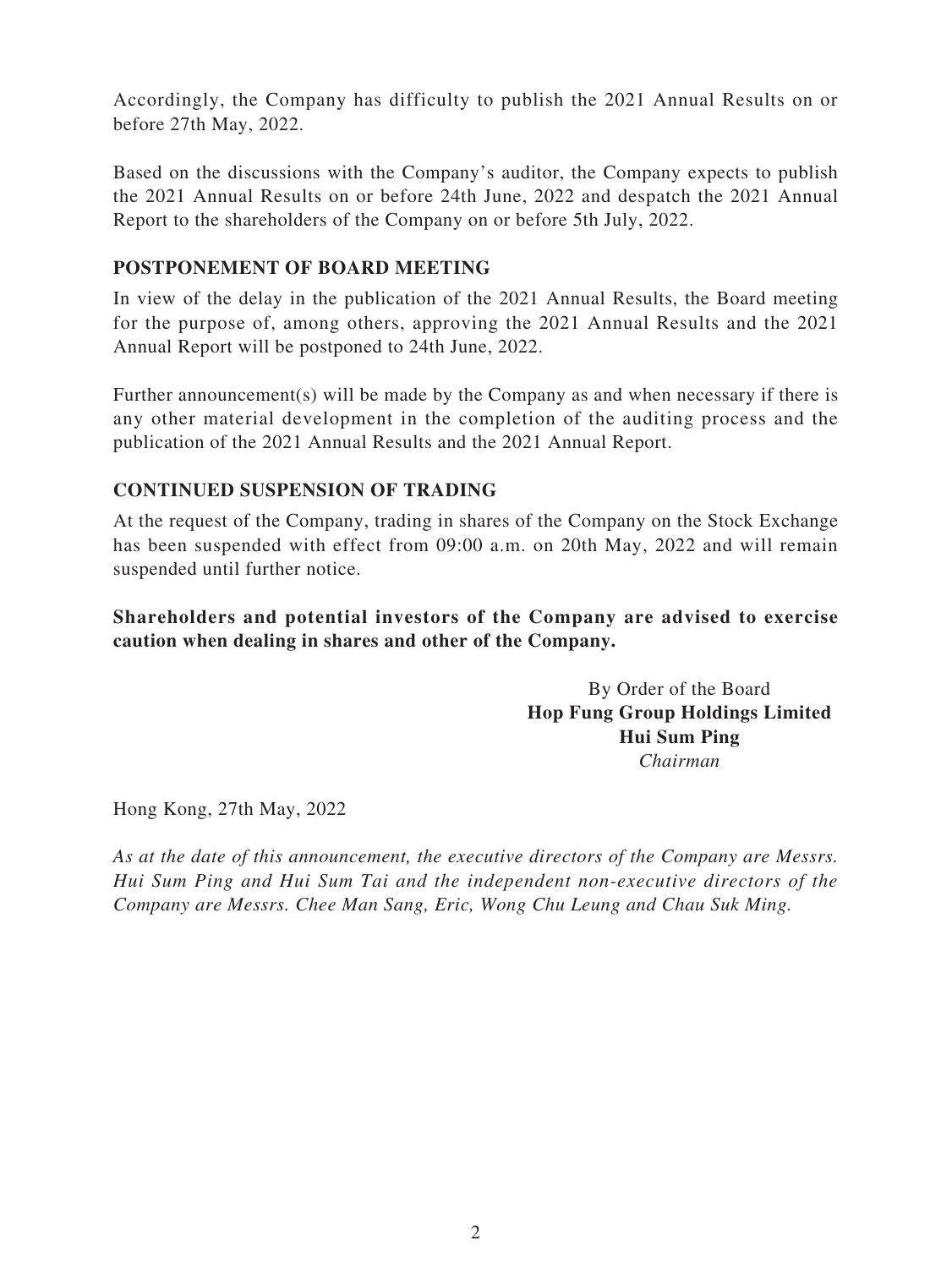Accordingly, the Company has difficulty to publish the 2021 Annual Results on or before 27th May, 2022.

Based on the discussions with the Company's auditor, the Company expects to publish the 2021 Annual Results on or before 24th June, 2022 and despatch the 2021 Annual Report to the shareholders of the Company on or before 5th July, 2022.

## POSTPONEMENT OF BOARD MEETING

In view of the delay in the publication of the 2021 Annual Results, the Board meeting for the purpose of, among others, approving the 2021 Annual Results and the 2021 Annual Report will be postponed to 24th June, 2022.

Further announcement(s) will be made by the Company as and when necessary if there is any other material development in the completion of the auditing process and the publication of the 2021 Annual Results and the 2021 Annual Report.

## CONTINUED SUSPENSION OF TRADING

At the request of the Company, trading in shares of the Company on the Stock Exchange has been suspended with effect from 09:00 a.m. on 20th May, 2022 and will remain suspended until further notice.

**Shareholders and potential investors of the Company are advised to exercise caution when dealing in shares and other of the Company.**

By Order of the Board
**Hop Fung Group Holdings Limited**
**Hui Sum Ping**
*Chairman*

Hong Kong, 27th May, 2022

*As at the date of this announcement, the executive directors of the Company are Messrs. Hui Sum Ping and Hui Sum Tai and the independent non-executive directors of the Company are Messrs. Chee Man Sang, Eric, Wong Chu Leung and Chau Suk Ming.*